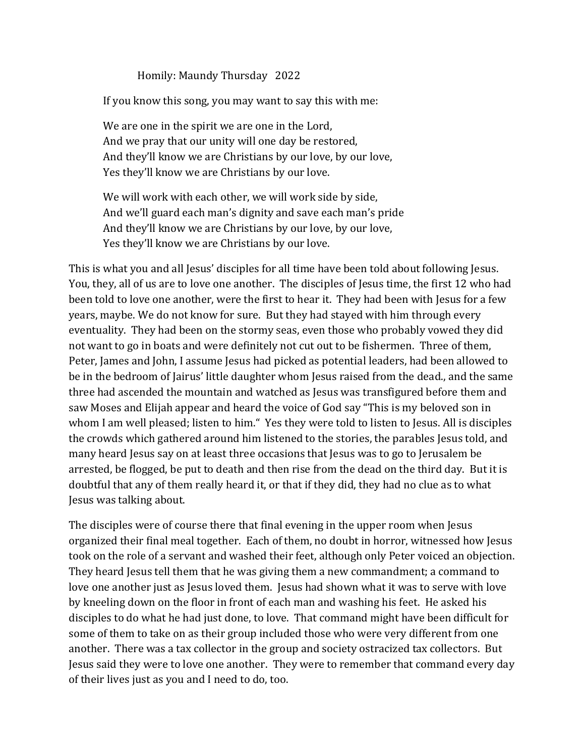Homily: Maundy Thursday 2022

If you know this song, you may want to say this with me:

We are one in the spirit we are one in the Lord,  
And we pray that our unity will one day be restored,  
And they'll know we are Christians by our love, by our love,  
Yes they'll know we are Christians by our love.

We will work with each other, we will work side by side,  
And we'll guard each man's dignity and save each man's pride  
And they'll know we are Christians by our love, by our love,  
Yes they'll know we are Christians by our love.

This is what you and all Jesus' disciples for all time have been told about following Jesus. You, they, all of us are to love one another. The disciples of Jesus time, the first 12 who had been told to love one another, were the first to hear it. They had been with Jesus for a few years, maybe. We do not know for sure. But they had stayed with him through every eventuality. They had been on the stormy seas, even those who probably vowed they did not want to go in boats and were definitely not cut out to be fishermen. Three of them, Peter, James and John, I assume Jesus had picked as potential leaders, had been allowed to be in the bedroom of Jairus' little daughter whom Jesus raised from the dead., and the same three had ascended the mountain and watched as Jesus was transfigured before them and saw Moses and Elijah appear and heard the voice of God say "This is my beloved son in whom I am well pleased; listen to him." Yes they were told to listen to Jesus. All is disciples the crowds which gathered around him listened to the stories, the parables Jesus told, and many heard Jesus say on at least three occasions that Jesus was to go to Jerusalem be arrested, be flogged, be put to death and then rise from the dead on the third day. But it is doubtful that any of them really heard it, or that if they did, they had no clue as to what Jesus was talking about.

The disciples were of course there that final evening in the upper room when Jesus organized their final meal together. Each of them, no doubt in horror, witnessed how Jesus took on the role of a servant and washed their feet, although only Peter voiced an objection. They heard Jesus tell them that he was giving them a new commandment; a command to love one another just as Jesus loved them. Jesus had shown what it was to serve with love by kneeling down on the floor in front of each man and washing his feet. He asked his disciples to do what he had just done, to love. That command might have been difficult for some of them to take on as their group included those who were very different from one another. There was a tax collector in the group and society ostracized tax collectors. But Jesus said they were to love one another. They were to remember that command every day of their lives just as you and I need to do, too.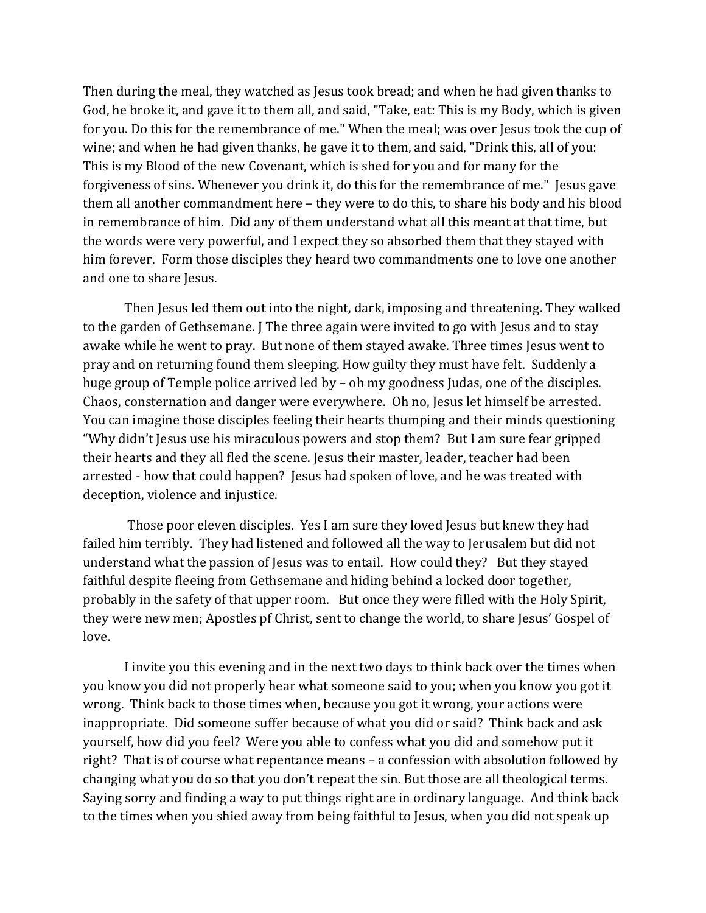Then during the meal, they watched as Jesus took bread; and when he had given thanks to God, he broke it, and gave it to them all, and said, "Take, eat: This is my Body, which is given for you. Do this for the remembrance of me." When the meal; was over Jesus took the cup of wine; and when he had given thanks, he gave it to them, and said, "Drink this, all of you: This is my Blood of the new Covenant, which is shed for you and for many for the forgiveness of sins. Whenever you drink it, do this for the remembrance of me." Jesus gave them all another commandment here – they were to do this, to share his body and his blood in remembrance of him. Did any of them understand what all this meant at that time, but the words were very powerful, and I expect they so absorbed them that they stayed with him forever. Form those disciples they heard two commandments one to love one another and one to share Jesus.

Then Jesus led them out into the night, dark, imposing and threatening. They walked to the garden of Gethsemane. J The three again were invited to go with Jesus and to stay awake while he went to pray. But none of them stayed awake. Three times Jesus went to pray and on returning found them sleeping. How guilty they must have felt. Suddenly a huge group of Temple police arrived led by – oh my goodness Judas, one of the disciples. Chaos, consternation and danger were everywhere. Oh no, Jesus let himself be arrested. You can imagine those disciples feeling their hearts thumping and their minds questioning "Why didn't Jesus use his miraculous powers and stop them? But I am sure fear gripped their hearts and they all fled the scene. Jesus their master, leader, teacher had been arrested - how that could happen? Jesus had spoken of love, and he was treated with deception, violence and injustice.

Those poor eleven disciples. Yes I am sure they loved Jesus but knew they had failed him terribly. They had listened and followed all the way to Jerusalem but did not understand what the passion of Jesus was to entail. How could they? But they stayed faithful despite fleeing from Gethsemane and hiding behind a locked door together, probably in the safety of that upper room. But once they were filled with the Holy Spirit, they were new men; Apostles pf Christ, sent to change the world, to share Jesus' Gospel of love.

I invite you this evening and in the next two days to think back over the times when you know you did not properly hear what someone said to you; when you know you got it wrong. Think back to those times when, because you got it wrong, your actions were inappropriate. Did someone suffer because of what you did or said? Think back and ask yourself, how did you feel? Were you able to confess what you did and somehow put it right? That is of course what repentance means – a confession with absolution followed by changing what you do so that you don't repeat the sin. But those are all theological terms. Saying sorry and finding a way to put things right are in ordinary language. And think back to the times when you shied away from being faithful to Jesus, when you did not speak up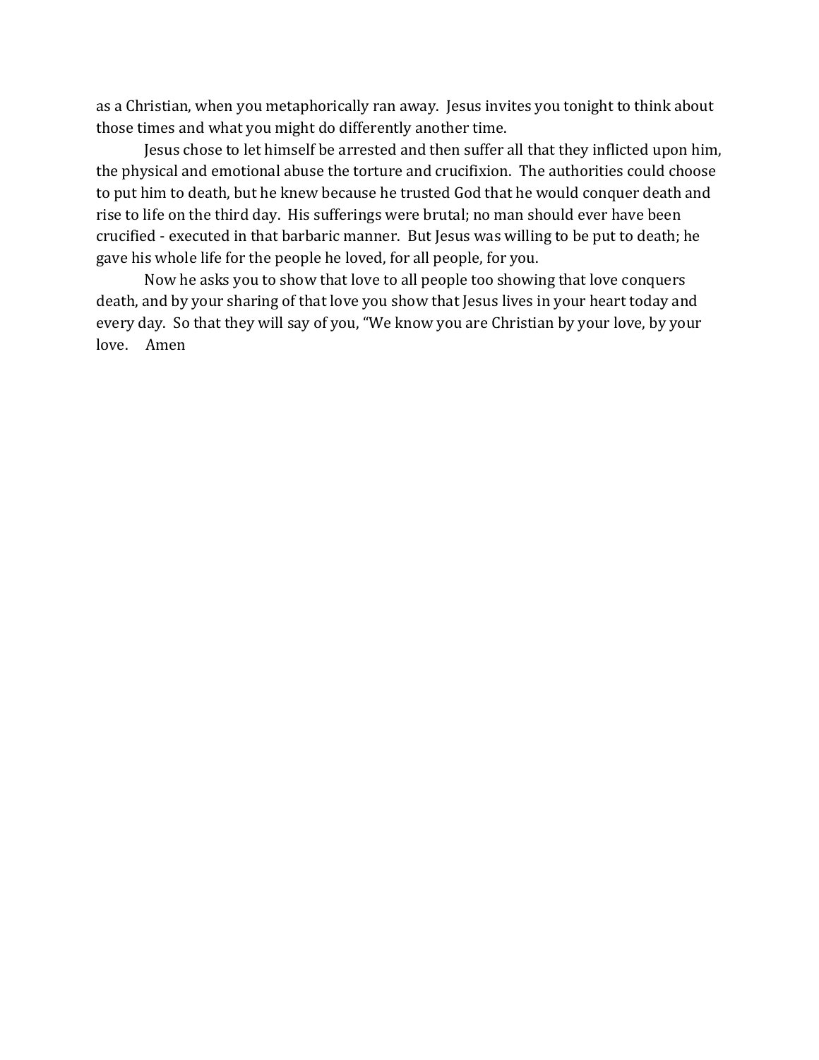as a Christian, when you metaphorically ran away. Jesus invites you tonight to think about those times and what you might do differently another time.

Jesus chose to let himself be arrested and then suffer all that they inflicted upon him, the physical and emotional abuse the torture and crucifixion. The authorities could choose to put him to death, but he knew because he trusted God that he would conquer death and rise to life on the third day. His sufferings were brutal; no man should ever have been crucified - executed in that barbaric manner. But Jesus was willing to be put to death; he gave his whole life for the people he loved, for all people, for you.

Now he asks you to show that love to all people too showing that love conquers death, and by your sharing of that love you show that Jesus lives in your heart today and every day. So that they will say of you, "We know you are Christian by your love, by your love. Amen